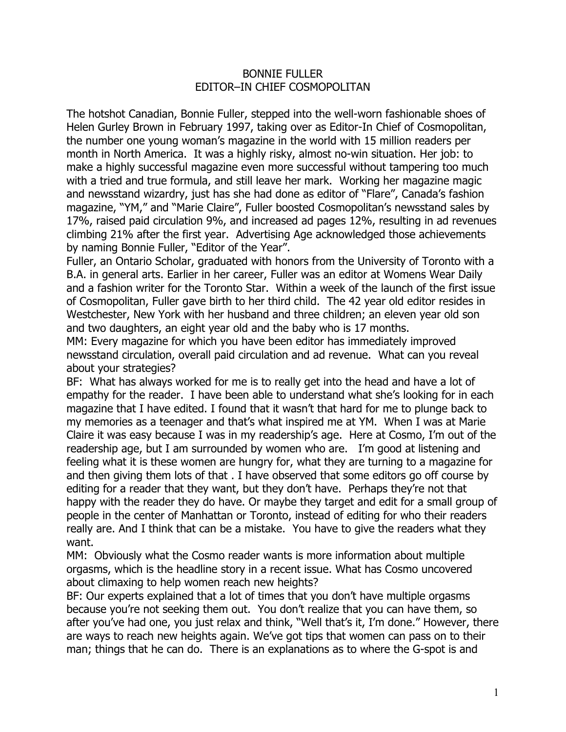# BONNIE FULLER
## EDITOR–IN CHIEF COSMOPOLITAN

The hotshot Canadian, Bonnie Fuller, stepped into the well-worn fashionable shoes of Helen Gurley Brown in February 1997, taking over as Editor-In Chief of Cosmopolitan, the number one young woman's magazine in the world with 15 million readers per month in North America. It was a highly risky, almost no-win situation. Her job: to make a highly successful magazine even more successful without tampering too much with a tried and true formula, and still leave her mark. Working her magazine magic and newsstand wizardry, just has she had done as editor of "Flare", Canada's fashion magazine, "YM," and "Marie Claire", Fuller boosted Cosmopolitan's newsstand sales by 17%, raised paid circulation 9%, and increased ad pages 12%, resulting in ad revenues climbing 21% after the first year. Advertising Age acknowledged those achievements by naming Bonnie Fuller, "Editor of the Year".

Fuller, an Ontario Scholar, graduated with honors from the University of Toronto with a B.A. in general arts. Earlier in her career, Fuller was an editor at Womens Wear Daily and a fashion writer for the Toronto Star. Within a week of the launch of the first issue of Cosmopolitan, Fuller gave birth to her third child. The 42 year old editor resides in Westchester, New York with her husband and three children; an eleven year old son and two daughters, an eight year old and the baby who is 17 months.

MM: Every magazine for which you have been editor has immediately improved newsstand circulation, overall paid circulation and ad revenue. What can you reveal about your strategies?

BF: What has always worked for me is to really get into the head and have a lot of empathy for the reader. I have been able to understand what she's looking for in each magazine that I have edited. I found that it wasn't that hard for me to plunge back to my memories as a teenager and that's what inspired me at YM. When I was at Marie Claire it was easy because I was in my readership's age. Here at Cosmo, I'm out of the readership age, but I am surrounded by women who are. I'm good at listening and feeling what it is these women are hungry for, what they are turning to a magazine for and then giving them lots of that . I have observed that some editors go off course by editing for a reader that they want, but they don't have. Perhaps they're not that happy with the reader they do have. Or maybe they target and edit for a small group of people in the center of Manhattan or Toronto, instead of editing for who their readers really are. And I think that can be a mistake. You have to give the readers what they want.

MM: Obviously what the Cosmo reader wants is more information about multiple orgasms, which is the headline story in a recent issue. What has Cosmo uncovered about climaxing to help women reach new heights?

BF: Our experts explained that a lot of times that you don't have multiple orgasms because you're not seeking them out. You don't realize that you can have them, so after you've had one, you just relax and think, "Well that's it, I'm done." However, there are ways to reach new heights again. We've got tips that women can pass on to their man; things that he can do. There is an explanations as to where the G-spot is and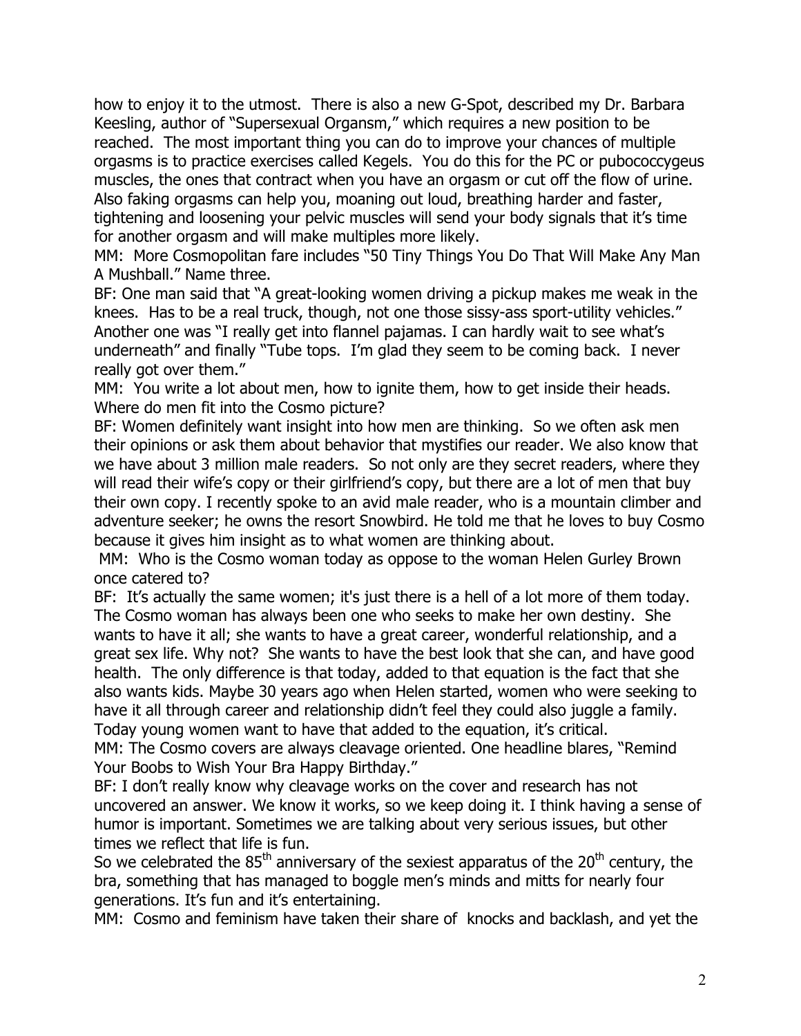how to enjoy it to the utmost. There is also a new G-Spot, described my Dr. Barbara Keesling, author of "Supersexual Organsm," which requires a new position to be reached. The most important thing you can do to improve your chances of multiple orgasms is to practice exercises called Kegels. You do this for the PC or pubococcygeus muscles, the ones that contract when you have an orgasm or cut off the flow of urine. Also faking orgasms can help you, moaning out loud, breathing harder and faster, tightening and loosening your pelvic muscles will send your body signals that it's time for another orgasm and will make multiples more likely.

MM: More Cosmopolitan fare includes "50 Tiny Things You Do That Will Make Any Man A Mushball." Name three.

BF: One man said that "A great-looking women driving a pickup makes me weak in the knees. Has to be a real truck, though, not one those sissy-ass sport-utility vehicles." Another one was "I really get into flannel pajamas. I can hardly wait to see what's underneath" and finally "Tube tops. I'm glad they seem to be coming back. I never really got over them."

MM: You write a lot about men, how to ignite them, how to get inside their heads. Where do men fit into the Cosmo picture?

BF: Women definitely want insight into how men are thinking. So we often ask men their opinions or ask them about behavior that mystifies our reader. We also know that we have about 3 million male readers. So not only are they secret readers, where they will read their wife's copy or their girlfriend's copy, but there are a lot of men that buy their own copy. I recently spoke to an avid male reader, who is a mountain climber and adventure seeker; he owns the resort Snowbird. He told me that he loves to buy Cosmo because it gives him insight as to what women are thinking about.

MM: Who is the Cosmo woman today as oppose to the woman Helen Gurley Brown once catered to?

BF: It's actually the same women; it's just there is a hell of a lot more of them today. The Cosmo woman has always been one who seeks to make her own destiny. She wants to have it all; she wants to have a great career, wonderful relationship, and a great sex life. Why not? She wants to have the best look that she can, and have good health. The only difference is that today, added to that equation is the fact that she also wants kids. Maybe 30 years ago when Helen started, women who were seeking to have it all through career and relationship didn't feel they could also juggle a family. Today young women want to have that added to the equation, it's critical.

MM: The Cosmo covers are always cleavage oriented. One headline blares, "Remind Your Boobs to Wish Your Bra Happy Birthday."

BF: I don't really know why cleavage works on the cover and research has not uncovered an answer. We know it works, so we keep doing it. I think having a sense of humor is important. Sometimes we are talking about very serious issues, but other times we reflect that life is fun.

So we celebrated the 85th anniversary of the sexiest apparatus of the 20th century, the bra, something that has managed to boggle men's minds and mitts for nearly four generations. It's fun and it's entertaining.

MM: Cosmo and feminism have taken their share of knocks and backlash, and yet the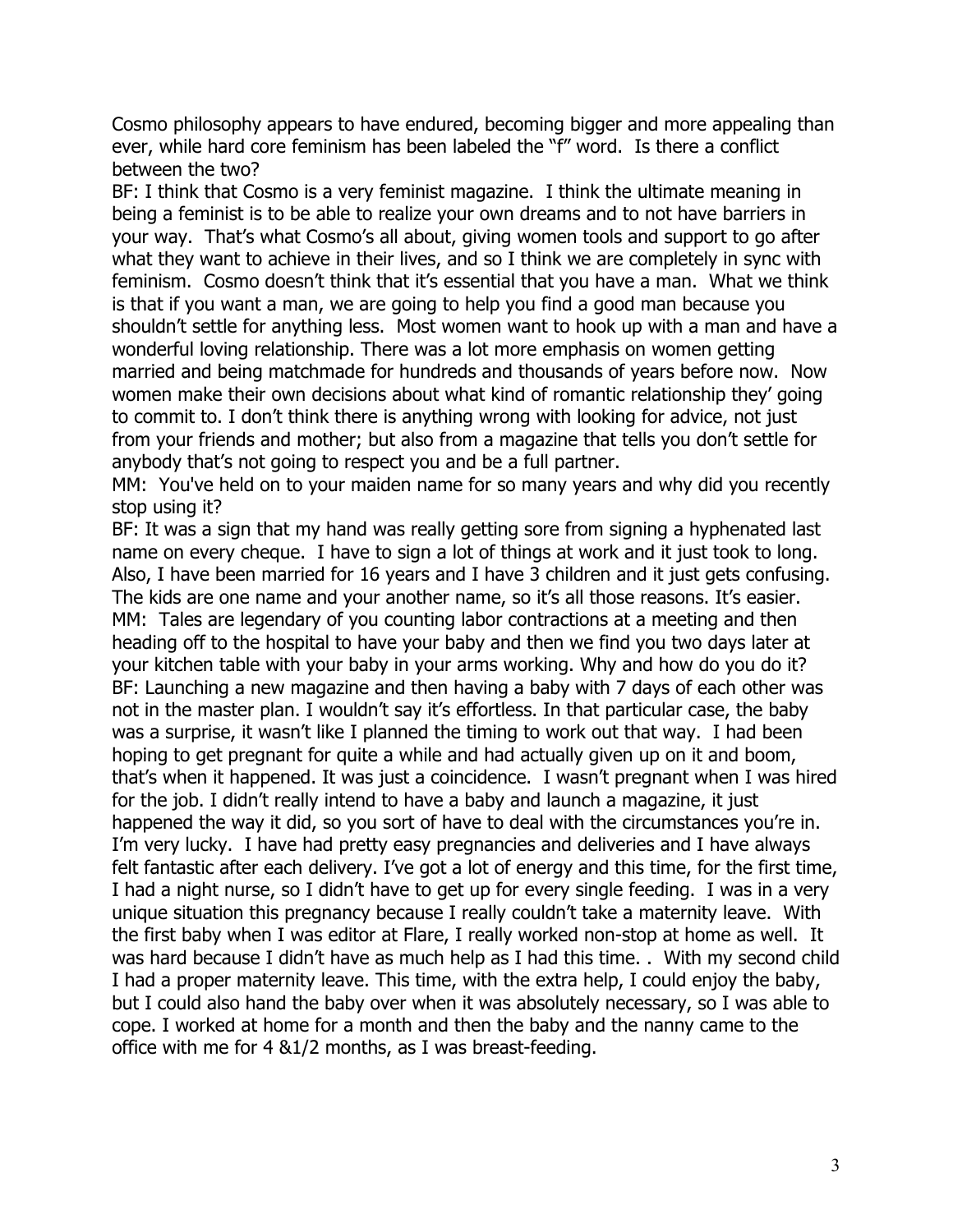Cosmo philosophy appears to have endured, becoming bigger and more appealing than ever, while hard core feminism has been labeled the "f" word. Is there a conflict between the two?

BF: I think that Cosmo is a very feminist magazine. I think the ultimate meaning in being a feminist is to be able to realize your own dreams and to not have barriers in your way. That's what Cosmo's all about, giving women tools and support to go after what they want to achieve in their lives, and so I think we are completely in sync with feminism. Cosmo doesn't think that it's essential that you have a man. What we think is that if you want a man, we are going to help you find a good man because you shouldn't settle for anything less. Most women want to hook up with a man and have a wonderful loving relationship. There was a lot more emphasis on women getting married and being matchmade for hundreds and thousands of years before now. Now women make their own decisions about what kind of romantic relationship they' going to commit to. I don't think there is anything wrong with looking for advice, not just from your friends and mother; but also from a magazine that tells you don't settle for anybody that's not going to respect you and be a full partner.

MM: You've held on to your maiden name for so many years and why did you recently stop using it?

BF: It was a sign that my hand was really getting sore from signing a hyphenated last name on every cheque. I have to sign a lot of things at work and it just took to long. Also, I have been married for 16 years and I have 3 children and it just gets confusing. The kids are one name and your another name, so it's all those reasons. It's easier.

MM: Tales are legendary of you counting labor contractions at a meeting and then heading off to the hospital to have your baby and then we find you two days later at your kitchen table with your baby in your arms working. Why and how do you do it?

BF: Launching a new magazine and then having a baby with 7 days of each other was not in the master plan. I wouldn't say it's effortless. In that particular case, the baby was a surprise, it wasn't like I planned the timing to work out that way. I had been hoping to get pregnant for quite a while and had actually given up on it and boom, that's when it happened. It was just a coincidence. I wasn't pregnant when I was hired for the job. I didn't really intend to have a baby and launch a magazine, it just happened the way it did, so you sort of have to deal with the circumstances you're in. I'm very lucky. I have had pretty easy pregnancies and deliveries and I have always felt fantastic after each delivery. I've got a lot of energy and this time, for the first time, I had a night nurse, so I didn't have to get up for every single feeding. I was in a very unique situation this pregnancy because I really couldn't take a maternity leave. With the first baby when I was editor at Flare, I really worked non-stop at home as well. It was hard because I didn't have as much help as I had this time. . With my second child I had a proper maternity leave. This time, with the extra help, I could enjoy the baby, but I could also hand the baby over when it was absolutely necessary, so I was able to cope. I worked at home for a month and then the baby and the nanny came to the office with me for 4 &1/2 months, as I was breast-feeding.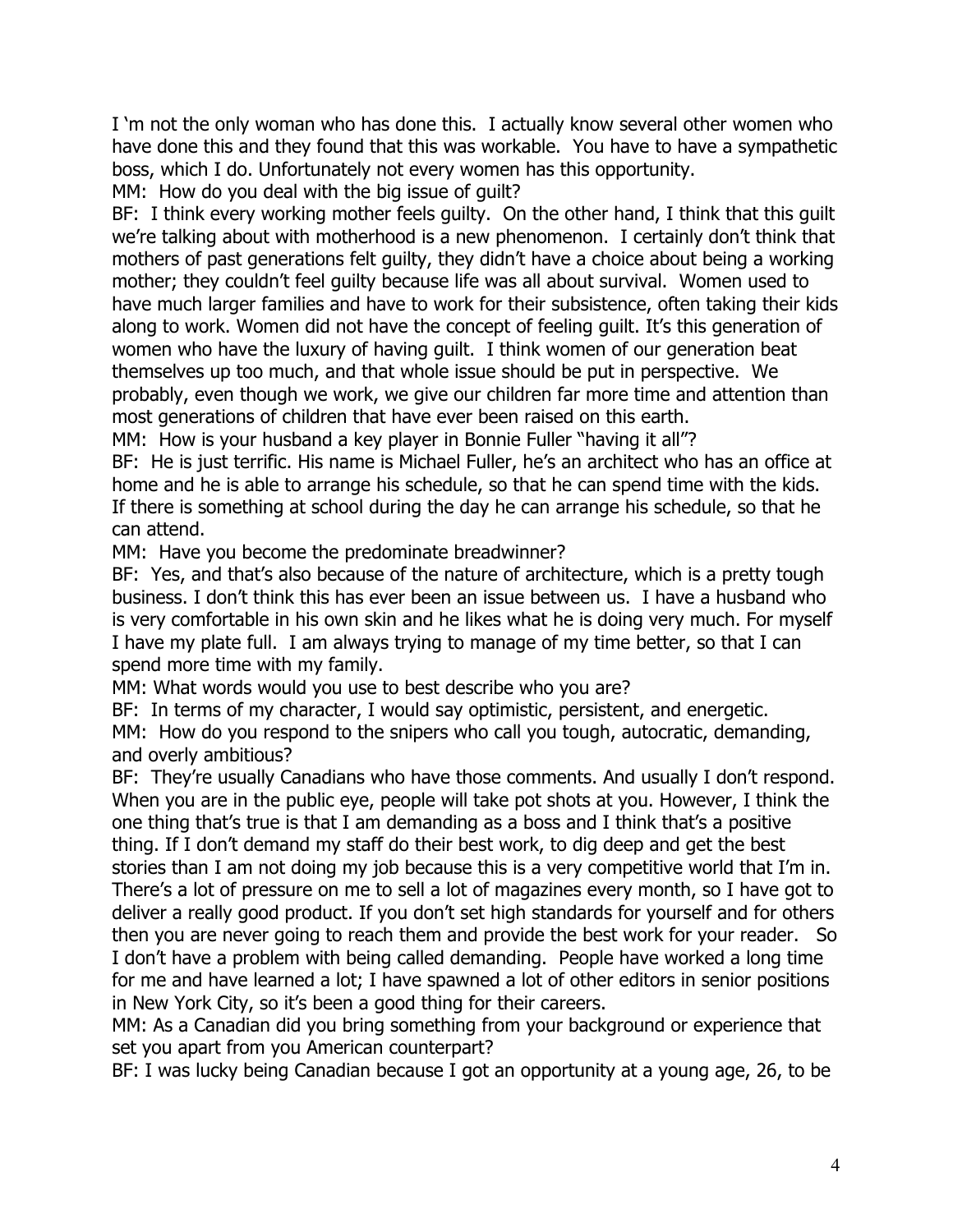I 'm not the only woman who has done this. I actually know several other women who have done this and they found that this was workable. You have to have a sympathetic boss, which I do. Unfortunately not every women has this opportunity.

MM: How do you deal with the big issue of guilt?

BF: I think every working mother feels guilty. On the other hand, I think that this guilt we're talking about with motherhood is a new phenomenon. I certainly don't think that mothers of past generations felt guilty, they didn't have a choice about being a working mother; they couldn't feel guilty because life was all about survival. Women used to have much larger families and have to work for their subsistence, often taking their kids along to work. Women did not have the concept of feeling guilt. It's this generation of women who have the luxury of having guilt. I think women of our generation beat themselves up too much, and that whole issue should be put in perspective. We probably, even though we work, we give our children far more time and attention than most generations of children that have ever been raised on this earth.

MM: How is your husband a key player in Bonnie Fuller "having it all"?

BF: He is just terrific. His name is Michael Fuller, he's an architect who has an office at home and he is able to arrange his schedule, so that he can spend time with the kids. If there is something at school during the day he can arrange his schedule, so that he can attend.

MM: Have you become the predominate breadwinner?

BF: Yes, and that's also because of the nature of architecture, which is a pretty tough business. I don't think this has ever been an issue between us. I have a husband who is very comfortable in his own skin and he likes what he is doing very much. For myself I have my plate full. I am always trying to manage of my time better, so that I can spend more time with my family.

MM: What words would you use to best describe who you are?

BF: In terms of my character, I would say optimistic, persistent, and energetic.

MM: How do you respond to the snipers who call you tough, autocratic, demanding, and overly ambitious?

BF: They're usually Canadians who have those comments. And usually I don't respond. When you are in the public eye, people will take pot shots at you. However, I think the one thing that's true is that I am demanding as a boss and I think that's a positive thing. If I don't demand my staff do their best work, to dig deep and get the best stories than I am not doing my job because this is a very competitive world that I'm in. There's a lot of pressure on me to sell a lot of magazines every month, so I have got to deliver a really good product. If you don't set high standards for yourself and for others then you are never going to reach them and provide the best work for your reader. So I don't have a problem with being called demanding. People have worked a long time for me and have learned a lot; I have spawned a lot of other editors in senior positions in New York City, so it's been a good thing for their careers.

MM: As a Canadian did you bring something from your background or experience that set you apart from you American counterpart?

BF: I was lucky being Canadian because I got an opportunity at a young age, 26, to be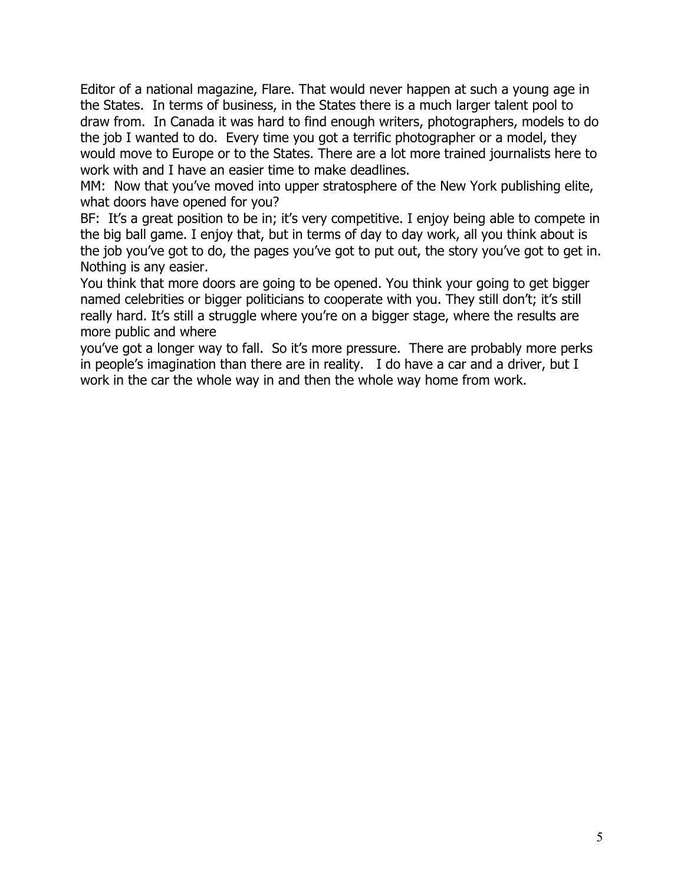Editor of a national magazine, Flare. That would never happen at such a young age in the States. In terms of business, in the States there is a much larger talent pool to draw from. In Canada it was hard to find enough writers, photographers, models to do the job I wanted to do. Every time you got a terrific photographer or a model, they would move to Europe or to the States. There are a lot more trained journalists here to work with and I have an easier time to make deadlines.

MM: Now that you've moved into upper stratosphere of the New York publishing elite, what doors have opened for you?

BF: It's a great position to be in; it's very competitive. I enjoy being able to compete in the big ball game. I enjoy that, but in terms of day to day work, all you think about is the job you've got to do, the pages you've got to put out, the story you've got to get in. Nothing is any easier.

You think that more doors are going to be opened. You think your going to get bigger named celebrities or bigger politicians to cooperate with you. They still don't; it's still really hard. It's still a struggle where you're on a bigger stage, where the results are more public and where you've got a longer way to fall. So it's more pressure. There are probably more perks in people's imagination than there are in reality. I do have a car and a driver, but I work in the car the whole way in and then the whole way home from work.